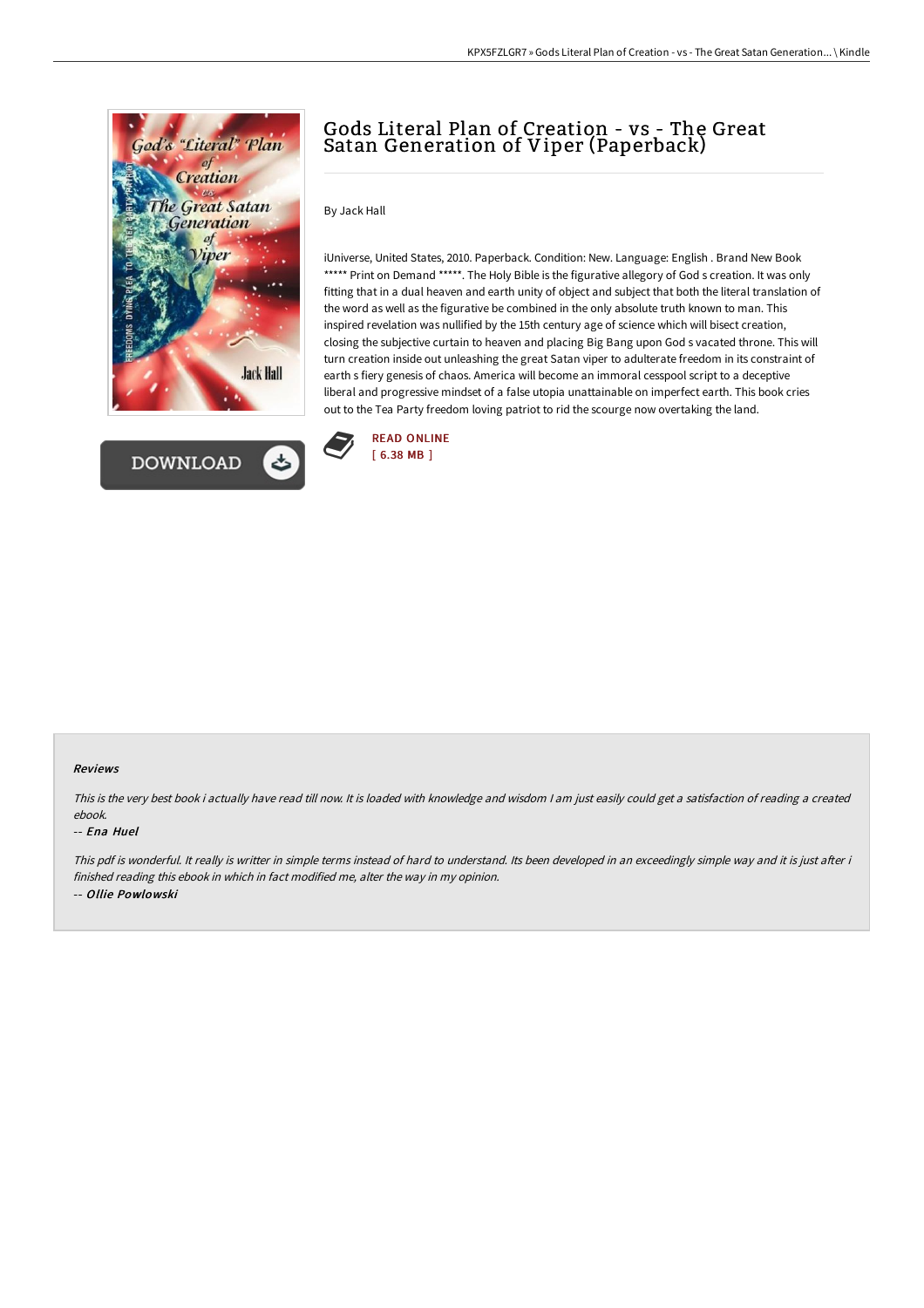# Gods Literal Plan of Creation - vs - The Great Satan Generation of Viper (Paperback)

By Jack Hall

iUniverse, United States, 2010. Paperback. Condition: New. Language: English . Brand New Book ***** Print on Demand *****. The Holy Bible is the figurative allegory of God s creation. It was only fitting that in a dual heaven and earth unity of object and subject that both the literal translation of the word as well as the figurative be combined in the only absolute truth known to man. This inspired revelation was nullified by the 15th century age of science which will bisect creation, closing the subjective curtain to heaven and placing Big Bang upon God s vacated throne. This will turn creation inside out unleashing the great Satan viper to adulterate freedom in its constraint of earth s fiery genesis of chaos. America will become an immoral cesspool script to a deceptive liberal and progressive mindset of a false utopia unattainable on imperfect earth. This book cries out to the Tea Party freedom loving patriot to rid the scourge now overtaking the land.

READ ONLINE
[ 6.38 MB ]

DOWNLOAD

#### Reviews

*This is the very best book i actually have read till now. It is loaded with knowledge and wisdom I am just easily could get a satisfaction of reading a created ebook.*

-- *Ena Huel*

*This pdf is wonderful. It really is writter in simple terms instead of hard to understand. Its been developed in an exceedingly simple way and it is just after i finished reading this ebook in which in fact modified me, alter the way in my opinion.*

-- *Ollie Powlowski*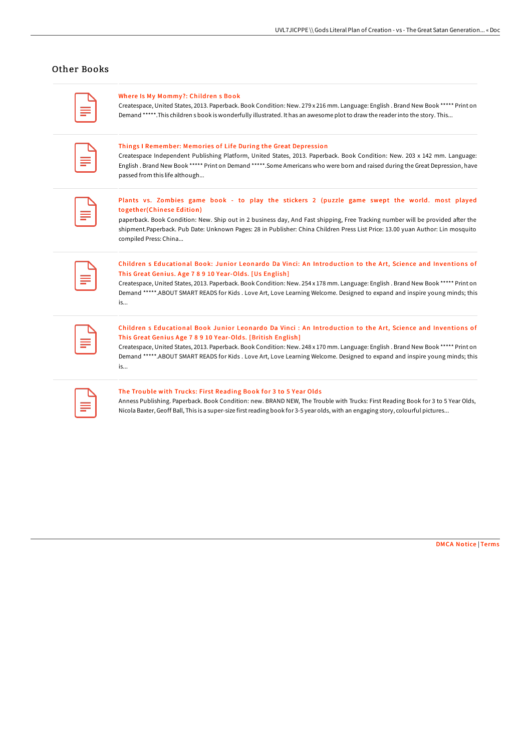## Other Books

**Where Is My Mommy?: Children s Book**

Createspace, United States, 2013. Paperback. Book Condition: New. 279 x 216 mm. Language: English . Brand New Book ***** Print on Demand *****.This children s book is wonderfully illustrated. It has an awesome plot to draw the reader into the story. This...

**Things I Remember: Memories of Life During the Great Depression**

Createspace Independent Publishing Platform, United States, 2013. Paperback. Book Condition: New. 203 x 142 mm. Language: English . Brand New Book ***** Print on Demand *****.Some Americans who were born and raised during the Great Depression, have passed from this life although...

**Plants vs. Zombies game book - to play the stickers 2 (puzzle game swept the world. most played together(Chinese Edition)**

paperback. Book Condition: New. Ship out in 2 business day, And Fast shipping, Free Tracking number will be provided after the shipment.Paperback. Pub Date: Unknown Pages: 28 in Publisher: China Children Press List Price: 13.00 yuan Author: Lin mosquito compiled Press: China...

**Children s Educational Book: Junior Leonardo Da Vinci: An Introduction to the Art, Science and Inventions of This Great Genius. Age 7 8 9 10 Year-Olds. [Us English]**

Createspace, United States, 2013. Paperback. Book Condition: New. 254 x 178 mm. Language: English . Brand New Book ***** Print on Demand *****.ABOUT SMART READS for Kids . Love Art, Love Learning Welcome. Designed to expand and inspire young minds; this is...

**Children s Educational Book Junior Leonardo Da Vinci : An Introduction to the Art, Science and Inventions of This Great Genius Age 7 8 9 10 Year-Olds. [British English]**

Createspace, United States, 2013. Paperback. Book Condition: New. 248 x 170 mm. Language: English . Brand New Book ***** Print on Demand *****.ABOUT SMART READS for Kids . Love Art, Love Learning Welcome. Designed to expand and inspire young minds; this is...

**The Trouble with Trucks: First Reading Book for 3 to 5 Year Olds**

Anness Publishing. Paperback. Book Condition: new. BRAND NEW, The Trouble with Trucks: First Reading Book for 3 to 5 Year Olds, Nicola Baxter, Geoff Ball, This is a super-size first reading book for 3-5 year olds, with an engaging story, colourful pictures...